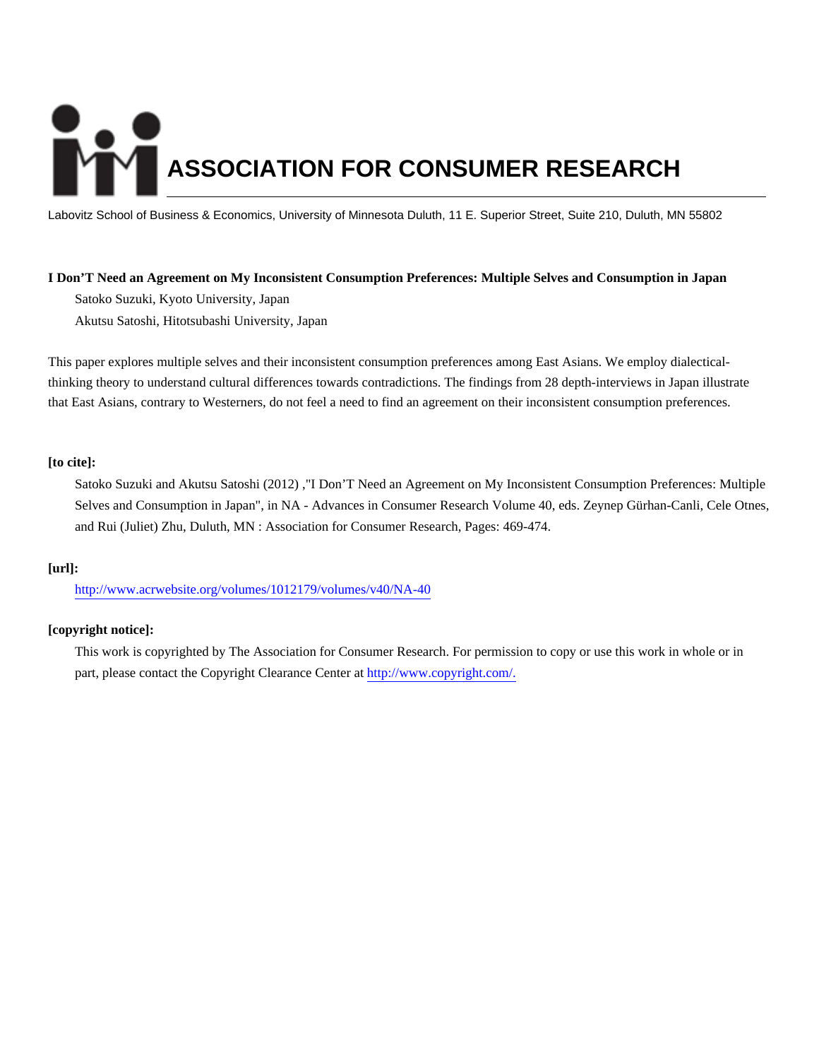# ASSOCIATION FOR CONSUMER RESEARCH

Labovitz School of Business & Economics, University of Minnesota Duluth, 11 E. Superior Street, Suite 210, Duluth, MN 55802

**I Don’T Need an Agreement on My Inconsistent Consumption Preferences: Multiple Selves and Consumption in Japan**

Satoko Suzuki, Kyoto University, Japan

Akutsu Satoshi, Hitotsubashi University, Japan

This paper explores multiple selves and their inconsistent consumption preferences among East Asians. We employ dialectical-thinking theory to understand cultural differences towards contradictions. The findings from 28 depth-interviews in Japan illustrate that East Asians, contrary to Westerners, do not feel a need to find an agreement on their inconsistent consumption preferences.

**[to cite]:**

Satoko Suzuki and Akutsu Satoshi (2012) ,"I Don’T Need an Agreement on My Inconsistent Consumption Preferences: Multiple Selves and Consumption in Japan", in NA - Advances in Consumer Research Volume 40, eds. Zeynep Gürhan-Canli, Cele Otnes, and Rui (Juliet) Zhu, Duluth, MN : Association for Consumer Research, Pages: 469-474.

**[url]:**

http://www.acrwebsite.org/volumes/1012179/volumes/v40/NA-40

**[copyright notice]:**

This work is copyrighted by The Association for Consumer Research. For permission to copy or use this work in whole or in part, please contact the Copyright Clearance Center at http://www.copyright.com/.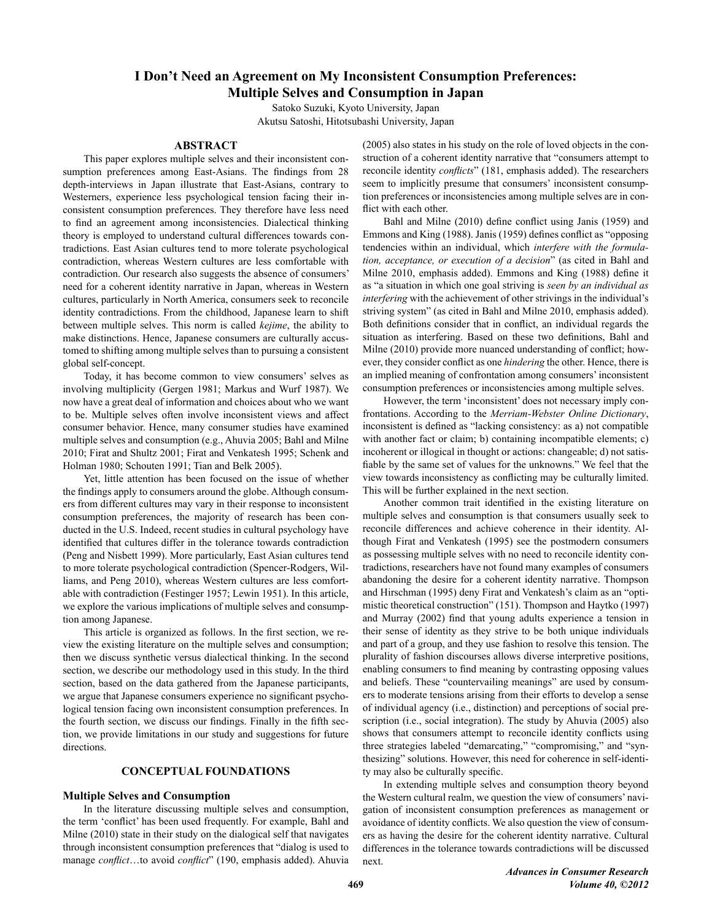# I Don't Need an Agreement on My Inconsistent Consumption Preferences: Multiple Selves and Consumption in Japan

Satoko Suzuki, Kyoto University, Japan

Akutsu Satoshi, Hitotsubashi University, Japan

## ABSTRACT

This paper explores multiple selves and their inconsistent consumption preferences among East-Asians. The findings from 28 depth-interviews in Japan illustrate that East-Asians, contrary to Westerners, experience less psychological tension facing their inconsistent consumption preferences. They therefore have less need to find an agreement among inconsistencies. Dialectical thinking theory is employed to understand cultural differences towards contradictions. East Asian cultures tend to more tolerate psychological contradiction, whereas Western cultures are less comfortable with contradiction. Our research also suggests the absence of consumers' need for a coherent identity narrative in Japan, whereas in Western cultures, particularly in North America, consumers seek to reconcile identity contradictions. From the childhood, Japanese learn to shift between multiple selves. This norm is called *kejime*, the ability to make distinctions. Hence, Japanese consumers are culturally accustomed to shifting among multiple selves than to pursuing a consistent global self-concept.

Today, it has become common to view consumers' selves as involving multiplicity (Gergen 1981; Markus and Wurf 1987). We now have a great deal of information and choices about who we want to be. Multiple selves often involve inconsistent views and affect consumer behavior. Hence, many consumer studies have examined multiple selves and consumption (e.g., Ahuvia 2005; Bahl and Milne 2010; Firat and Shultz 2001; Firat and Venkatesh 1995; Schenk and Holman 1980; Schouten 1991; Tian and Belk 2005).

Yet, little attention has been focused on the issue of whether the findings apply to consumers around the globe. Although consumers from different cultures may vary in their response to inconsistent consumption preferences, the majority of research has been conducted in the U.S. Indeed, recent studies in cultural psychology have identified that cultures differ in the tolerance towards contradiction (Peng and Nisbett 1999). More particularly, East Asian cultures tend to more tolerate psychological contradiction (Spencer-Rodgers, Williams, and Peng 2010), whereas Western cultures are less comfortable with contradiction (Festinger 1957; Lewin 1951). In this article, we explore the various implications of multiple selves and consumption among Japanese.

This article is organized as follows. In the first section, we review the existing literature on the multiple selves and consumption; then we discuss synthetic versus dialectical thinking. In the second section, we describe our methodology used in this study. In the third section, based on the data gathered from the Japanese participants, we argue that Japanese consumers experience no significant psychological tension facing own inconsistent consumption preferences. In the fourth section, we discuss our findings. Finally in the fifth section, we provide limitations in our study and suggestions for future directions.

## CONCEPTUAL FOUNDATIONS

### Multiple Selves and Consumption

In the literature discussing multiple selves and consumption, the term 'conflict' has been used frequently. For example, Bahl and Milne (2010) state in their study on the dialogical self that navigates through inconsistent consumption preferences that "dialog is used to manage *conflict*…to avoid *conflict*" (190, emphasis added). Ahuvia (2005) also states in his study on the role of loved objects in the construction of a coherent identity narrative that "consumers attempt to reconcile identity *conflicts*" (181, emphasis added). The researchers seem to implicitly presume that consumers' inconsistent consumption preferences or inconsistencies among multiple selves are in conflict with each other.

Bahl and Milne (2010) define conflict using Janis (1959) and Emmons and King (1988). Janis (1959) defines conflict as "opposing tendencies within an individual, which *interfere with the formulation, acceptance, or execution of a decision*" (as cited in Bahl and Milne 2010, emphasis added). Emmons and King (1988) define it as "a situation in which one goal striving is *seen by an individual as interfering* with the achievement of other strivings in the individual's striving system" (as cited in Bahl and Milne 2010, emphasis added). Both definitions consider that in conflict, an individual regards the situation as interfering. Based on these two definitions, Bahl and Milne (2010) provide more nuanced understanding of conflict; however, they consider conflict as one *hindering* the other. Hence, there is an implied meaning of confrontation among consumers' inconsistent consumption preferences or inconsistencies among multiple selves.

However, the term 'inconsistent' does not necessary imply confrontations. According to the *Merriam-Webster Online Dictionary*, inconsistent is defined as "lacking consistency: as a) not compatible with another fact or claim; b) containing incompatible elements; c) incoherent or illogical in thought or actions: changeable; d) not satisfiable by the same set of values for the unknowns." We feel that the view towards inconsistency as conflicting may be culturally limited. This will be further explained in the next section.

Another common trait identified in the existing literature on multiple selves and consumption is that consumers usually seek to reconcile differences and achieve coherence in their identity. Although Firat and Venkatesh (1995) see the postmodern consumers as possessing multiple selves with no need to reconcile identity contradictions, researchers have not found many examples of consumers abandoning the desire for a coherent identity narrative. Thompson and Hirschman (1995) deny Firat and Venkatesh's claim as an "optimistic theoretical construction" (151). Thompson and Haytko (1997) and Murray (2002) find that young adults experience a tension in their sense of identity as they strive to be both unique individuals and part of a group, and they use fashion to resolve this tension. The plurality of fashion discourses allows diverse interpretive positions, enabling consumers to find meaning by contrasting opposing values and beliefs. These "countervailing meanings" are used by consumers to moderate tensions arising from their efforts to develop a sense of individual agency (i.e., distinction) and perceptions of social prescription (i.e., social integration). The study by Ahuvia (2005) also shows that consumers attempt to reconcile identity conflicts using three strategies labeled "demarcating," "compromising," and "synthesizing" solutions. However, this need for coherence in self-identity may also be culturally specific.

In extending multiple selves and consumption theory beyond the Western cultural realm, we question the view of consumers' navigation of inconsistent consumption preferences as management or avoidance of identity conflicts. We also question the view of consumers as having the desire for the coherent identity narrative. Cultural differences in the tolerance towards contradictions will be discussed next.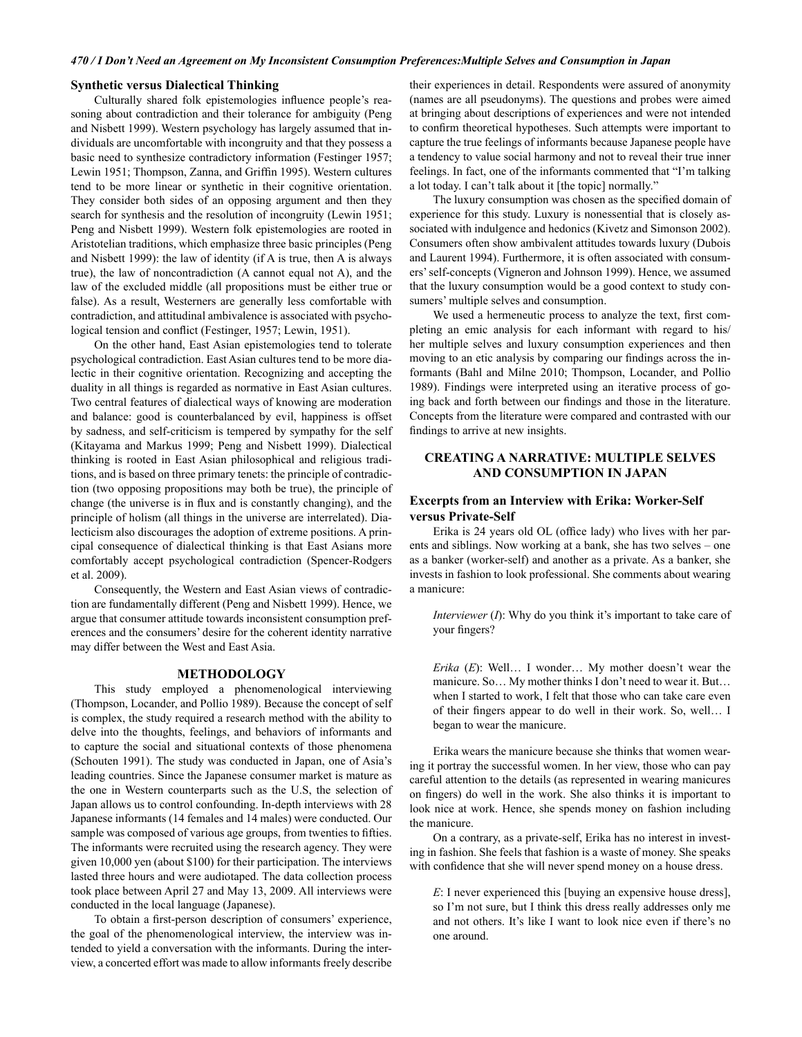### Synthetic versus Dialectical Thinking

Culturally shared folk epistemologies influence people's reasoning about contradiction and their tolerance for ambiguity (Peng and Nisbett 1999). Western psychology has largely assumed that individuals are uncomfortable with incongruity and that they possess a basic need to synthesize contradictory information (Festinger 1957; Lewin 1951; Thompson, Zanna, and Griffin 1995). Western cultures tend to be more linear or synthetic in their cognitive orientation. They consider both sides of an opposing argument and then they search for synthesis and the resolution of incongruity (Lewin 1951; Peng and Nisbett 1999). Western folk epistemologies are rooted in Aristotelian traditions, which emphasize three basic principles (Peng and Nisbett 1999): the law of identity (if A is true, then A is always true), the law of noncontradiction (A cannot equal not A), and the law of the excluded middle (all propositions must be either true or false). As a result, Westerners are generally less comfortable with contradiction, and attitudinal ambivalence is associated with psychological tension and conflict (Festinger, 1957; Lewin, 1951).

On the other hand, East Asian epistemologies tend to tolerate psychological contradiction. East Asian cultures tend to be more dialectic in their cognitive orientation. Recognizing and accepting the duality in all things is regarded as normative in East Asian cultures. Two central features of dialectical ways of knowing are moderation and balance: good is counterbalanced by evil, happiness is offset by sadness, and self-criticism is tempered by sympathy for the self (Kitayama and Markus 1999; Peng and Nisbett 1999). Dialectical thinking is rooted in East Asian philosophical and religious traditions, and is based on three primary tenets: the principle of contradiction (two opposing propositions may both be true), the principle of change (the universe is in flux and is constantly changing), and the principle of holism (all things in the universe are interrelated). Dialecticism also discourages the adoption of extreme positions. A principal consequence of dialectical thinking is that East Asians more comfortably accept psychological contradiction (Spencer-Rodgers et al. 2009).

Consequently, the Western and East Asian views of contradiction are fundamentally different (Peng and Nisbett 1999). Hence, we argue that consumer attitude towards inconsistent consumption preferences and the consumers' desire for the coherent identity narrative may differ between the West and East Asia.

## METHODOLOGY

This study employed a phenomenological interviewing (Thompson, Locander, and Pollio 1989). Because the concept of self is complex, the study required a research method with the ability to delve into the thoughts, feelings, and behaviors of informants and to capture the social and situational contexts of those phenomena (Schouten 1991). The study was conducted in Japan, one of Asia's leading countries. Since the Japanese consumer market is mature as the one in Western counterparts such as the U.S, the selection of Japan allows us to control confounding. In-depth interviews with 28 Japanese informants (14 females and 14 males) were conducted. Our sample was composed of various age groups, from twenties to fifties. The informants were recruited using the research agency. They were given 10,000 yen (about $100) for their participation. The interviews lasted three hours and were audiotaped. The data collection process took place between April 27 and May 13, 2009. All interviews were conducted in the local language (Japanese).

To obtain a first-person description of consumers' experience, the goal of the phenomenological interview, the interview was intended to yield a conversation with the informants. During the interview, a concerted effort was made to allow informants freely describe their experiences in detail. Respondents were assured of anonymity (names are all pseudonyms). The questions and probes were aimed at bringing about descriptions of experiences and were not intended to confirm theoretical hypotheses. Such attempts were important to capture the true feelings of informants because Japanese people have a tendency to value social harmony and not to reveal their true inner feelings. In fact, one of the informants commented that "I'm talking a lot today. I can't talk about it [the topic] normally."

The luxury consumption was chosen as the specified domain of experience for this study. Luxury is nonessential that is closely associated with indulgence and hedonics (Kivetz and Simonson 2002). Consumers often show ambivalent attitudes towards luxury (Dubois and Laurent 1994). Furthermore, it is often associated with consumers' self-concepts (Vigneron and Johnson 1999). Hence, we assumed that the luxury consumption would be a good context to study consumers' multiple selves and consumption.

We used a hermeneutic process to analyze the text, first completing an emic analysis for each informant with regard to his/her multiple selves and luxury consumption experiences and then moving to an etic analysis by comparing our findings across the informants (Bahl and Milne 2010; Thompson, Locander, and Pollio 1989). Findings were interpreted using an iterative process of going back and forth between our findings and those in the literature. Concepts from the literature were compared and contrasted with our findings to arrive at new insights.

## CREATING A NARRATIVE: MULTIPLE SELVES AND CONSUMPTION IN JAPAN

### Excerpts from an Interview with Erika: Worker-Self versus Private-Self

Erika is 24 years old OL (office lady) who lives with her parents and siblings. Now working at a bank, she has two selves – one as a banker (worker-self) and another as a private. As a banker, she invests in fashion to look professional. She comments about wearing a manicure:

> *Interviewer* (*I*): Why do you think it's important to take care of your fingers?
>
> *Erika* (*E*): Well… I wonder… My mother doesn't wear the manicure. So… My mother thinks I don't need to wear it. But… when I started to work, I felt that those who can take care even of their fingers appear to do well in their work. So, well… I began to wear the manicure.

Erika wears the manicure because she thinks that women wearing it portray the successful women. In her view, those who can pay careful attention to the details (as represented in wearing manicures on fingers) do well in the work. She also thinks it is important to look nice at work. Hence, she spends money on fashion including the manicure.

On a contrary, as a private-self, Erika has no interest in investing in fashion. She feels that fashion is a waste of money. She speaks with confidence that she will never spend money on a house dress.

> *E*: I never experienced this [buying an expensive house dress], so I'm not sure, but I think this dress really addresses only me and not others. It's like I want to look nice even if there's no one around.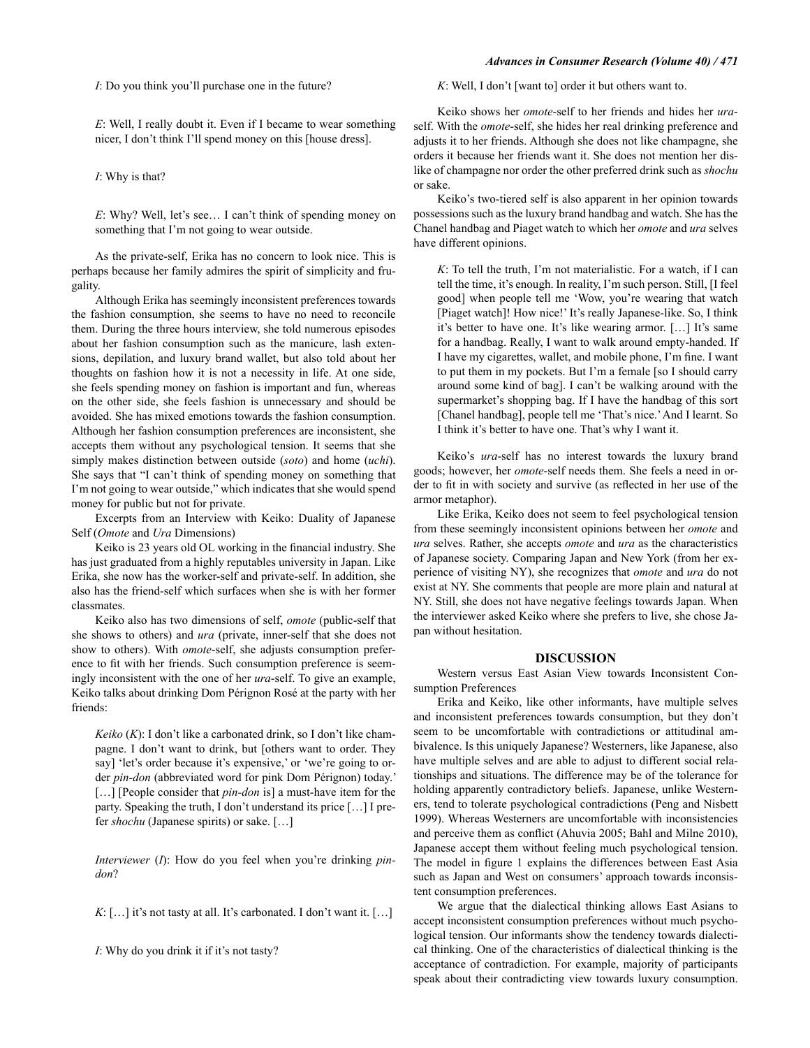*I*: Do you think you'll purchase one in the future?

> *E*: Well, I really doubt it. Even if I became to wear something nicer, I don't think I'll spend money on this [house dress].
>
> *I*: Why is that?
>
> *E*: Why? Well, let's see… I can't think of spending money on something that I'm not going to wear outside.

As the private-self, Erika has no concern to look nice. This is perhaps because her family admires the spirit of simplicity and frugality.

Although Erika has seemingly inconsistent preferences towards the fashion consumption, she seems to have no need to reconcile them. During the three hours interview, she told numerous episodes about her fashion consumption such as the manicure, lash extensions, depilation, and luxury brand wallet, but also told about her thoughts on fashion how it is not a necessity in life. At one side, she feels spending money on fashion is important and fun, whereas on the other side, she feels fashion is unnecessary and should be avoided. She has mixed emotions towards the fashion consumption. Although her fashion consumption preferences are inconsistent, she accepts them without any psychological tension. It seems that she simply makes distinction between outside (*soto*) and home (*uchi*). She says that "I can't think of spending money on something that I'm not going to wear outside," which indicates that she would spend money for public but not for private.

Excerpts from an Interview with Keiko: Duality of Japanese Self (*Omote* and *Ura* Dimensions)

Keiko is 23 years old OL working in the financial industry. She has just graduated from a highly reputables university in Japan. Like Erika, she now has the worker-self and private-self. In addition, she also has the friend-self which surfaces when she is with her former classmates.

Keiko also has two dimensions of self, *omote* (public-self that she shows to others) and *ura* (private, inner-self that she does not show to others). With *omote*-self, she adjusts consumption preference to fit with her friends. Such consumption preference is seemingly inconsistent with the one of her *ura*-self. To give an example, Keiko talks about drinking Dom Pérignon Rosé at the party with her friends:

> *Keiko* (*K*): I don't like a carbonated drink, so I don't like champagne. I don't want to drink, but [others want to order. They say] 'let's order because it's expensive,' or 'we're going to order *pin-don* (abbreviated word for pink Dom Pérignon) today.' […] [People consider that *pin-don* is] a must-have item for the party. Speaking the truth, I don't understand its price […] I prefer *shochu* (Japanese spirits) or sake. […]
>
> *Interviewer* (*I*): How do you feel when you're drinking *pin-don*?
>
> *K*: […] it's not tasty at all. It's carbonated. I don't want it. […]
>
> *I*: Why do you drink it if it's not tasty?
>
> *K*: Well, I don't [want to] order it but others want to.

Keiko shows her *omote*-self to her friends and hides her *ura*-self. With the *omote*-self, she hides her real drinking preference and adjusts it to her friends. Although she does not like champagne, she orders it because her friends want it. She does not mention her dislike of champagne nor order the other preferred drink such as *shochu* or sake.

Keiko's two-tiered self is also apparent in her opinion towards possessions such as the luxury brand handbag and watch. She has the Chanel handbag and Piaget watch to which her *omote* and *ura* selves have different opinions.

> *K*: To tell the truth, I'm not materialistic. For a watch, if I can tell the time, it's enough. In reality, I'm such person. Still, [I feel good] when people tell me 'Wow, you're wearing that watch [Piaget watch]! How nice!' It's really Japanese-like. So, I think it's better to have one. It's like wearing armor. […] It's same for a handbag. Really, I want to walk around empty-handed. If I have my cigarettes, wallet, and mobile phone, I'm fine. I want to put them in my pockets. But I'm a female [so I should carry around some kind of bag]. I can't be walking around with the supermarket's shopping bag. If I have the handbag of this sort [Chanel handbag], people tell me 'That's nice.' And I learnt. So I think it's better to have one. That's why I want it.

Keiko's *ura*-self has no interest towards the luxury brand goods; however, her *omote*-self needs them. She feels a need in order to fit in with society and survive (as reflected in her use of the armor metaphor).

Like Erika, Keiko does not seem to feel psychological tension from these seemingly inconsistent opinions between her *omote* and *ura* selves. Rather, she accepts *omote* and *ura* as the characteristics of Japanese society. Comparing Japan and New York (from her experience of visiting NY), she recognizes that *omote* and *ura* do not exist at NY. She comments that people are more plain and natural at NY. Still, she does not have negative feelings towards Japan. When the interviewer asked Keiko where she prefers to live, she chose Japan without hesitation.

## DISCUSSION

Western versus East Asian View towards Inconsistent Consumption Preferences

Erika and Keiko, like other informants, have multiple selves and inconsistent preferences towards consumption, but they don't seem to be uncomfortable with contradictions or attitudinal ambivalence. Is this uniquely Japanese? Westerners, like Japanese, also have multiple selves and are able to adjust to different social relationships and situations. The difference may be of the tolerance for holding apparently contradictory beliefs. Japanese, unlike Westerners, tend to tolerate psychological contradictions (Peng and Nisbett 1999). Whereas Westerners are uncomfortable with inconsistencies and perceive them as conflict (Ahuvia 2005; Bahl and Milne 2010), Japanese accept them without feeling much psychological tension. The model in figure 1 explains the differences between East Asia such as Japan and West on consumers' approach towards inconsistent consumption preferences.

We argue that the dialectical thinking allows East Asians to accept inconsistent consumption preferences without much psychological tension. Our informants show the tendency towards dialectical thinking. One of the characteristics of dialectical thinking is the acceptance of contradiction. For example, majority of participants speak about their contradicting view towards luxury consumption.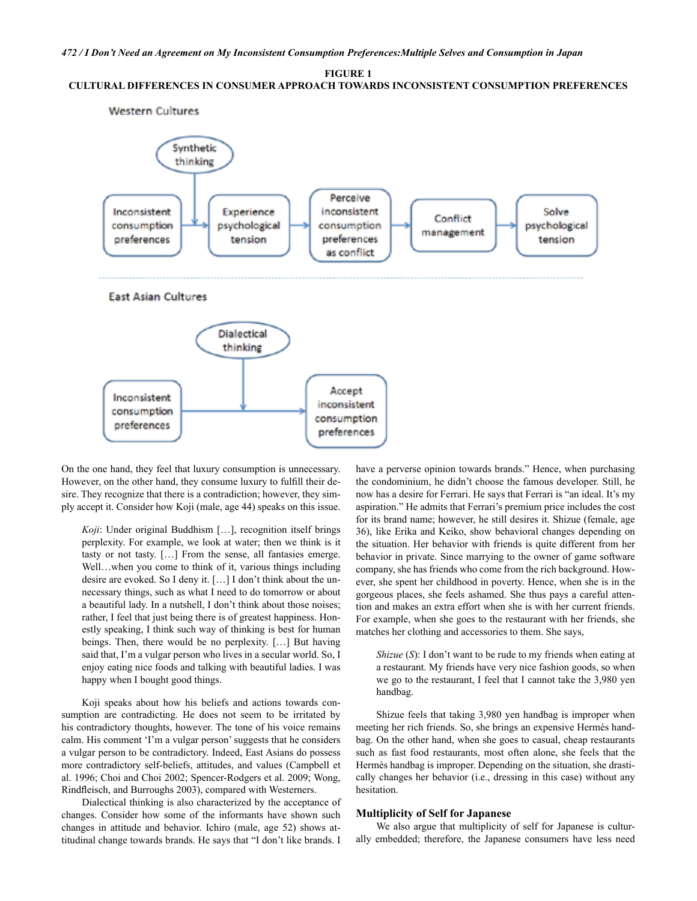**FIGURE 1**
**CULTURAL DIFFERENCES IN CONSUMER APPROACH TOWARDS INCONSISTENT CONSUMPTION PREFERENCES**

Western Cultures

Synthetic thinking

Inconsistent consumption preferences → Experience psychological tension → Perceive inconsistent consumption preferences as conflict → Conflict management → Solve psychological tension

East Asian Cultures

Dialectical thinking

Inconsistent consumption preferences → Accept inconsistent consumption preferences

On the one hand, they feel that luxury consumption is unnecessary. However, on the other hand, they consume luxury to fulfill their desire. They recognize that there is a contradiction; however, they simply accept it. Consider how Koji (male, age 44) speaks on this issue.

> *Koji*: Under original Buddhism […], recognition itself brings perplexity. For example, we look at water; then we think is it tasty or not tasty. […] From the sense, all fantasies emerge. Well…when you come to think of it, various things including desire are evoked. So I deny it. […] I don't think about the unnecessary things, such as what I need to do tomorrow or about a beautiful lady. In a nutshell, I don't think about those noises; rather, I feel that just being there is of greatest happiness. Honestly speaking, I think such way of thinking is best for human beings. Then, there would be no perplexity. […] But having said that, I'm a vulgar person who lives in a secular world. So, I enjoy eating nice foods and talking with beautiful ladies. I was happy when I bought good things.

Koji speaks about how his beliefs and actions towards consumption are contradicting. He does not seem to be irritated by his contradictory thoughts, however. The tone of his voice remains calm. His comment 'I'm a vulgar person' suggests that he considers a vulgar person to be contradictory. Indeed, East Asians do possess more contradictory self-beliefs, attitudes, and values (Campbell et al. 1996; Choi and Choi 2002; Spencer-Rodgers et al. 2009; Wong, Rindfleisch, and Burroughs 2003), compared with Westerners.

Dialectical thinking is also characterized by the acceptance of changes. Consider how some of the informants have shown such changes in attitude and behavior. Ichiro (male, age 52) shows attitudinal change towards brands. He says that "I don't like brands. I have a perverse opinion towards brands." Hence, when purchasing the condominium, he didn't choose the famous developer. Still, he now has a desire for Ferrari. He says that Ferrari is "an ideal. It's my aspiration." He admits that Ferrari's premium price includes the cost for its brand name; however, he still desires it. Shizue (female, age 36), like Erika and Keiko, show behavioral changes depending on the situation. Her behavior with friends is quite different from her behavior in private. Since marrying to the owner of game software company, she has friends who come from the rich background. However, she spent her childhood in poverty. Hence, when she is in the gorgeous places, she feels ashamed. She thus pays a careful attention and makes an extra effort when she is with her current friends. For example, when she goes to the restaurant with her friends, she matches her clothing and accessories to them. She says,

> *Shizue* (*S*): I don't want to be rude to my friends when eating at a restaurant. My friends have very nice fashion goods, so when we go to the restaurant, I feel that I cannot take the 3,980 yen handbag.

Shizue feels that taking 3,980 yen handbag is improper when meeting her rich friends. So, she brings an expensive Hermès handbag. On the other hand, when she goes to casual, cheap restaurants such as fast food restaurants, most often alone, she feels that the Hermès handbag is improper. Depending on the situation, she drastically changes her behavior (i.e., dressing in this case) without any hesitation.

### Multiplicity of Self for Japanese

We also argue that multiplicity of self for Japanese is culturally embedded; therefore, the Japanese consumers have less need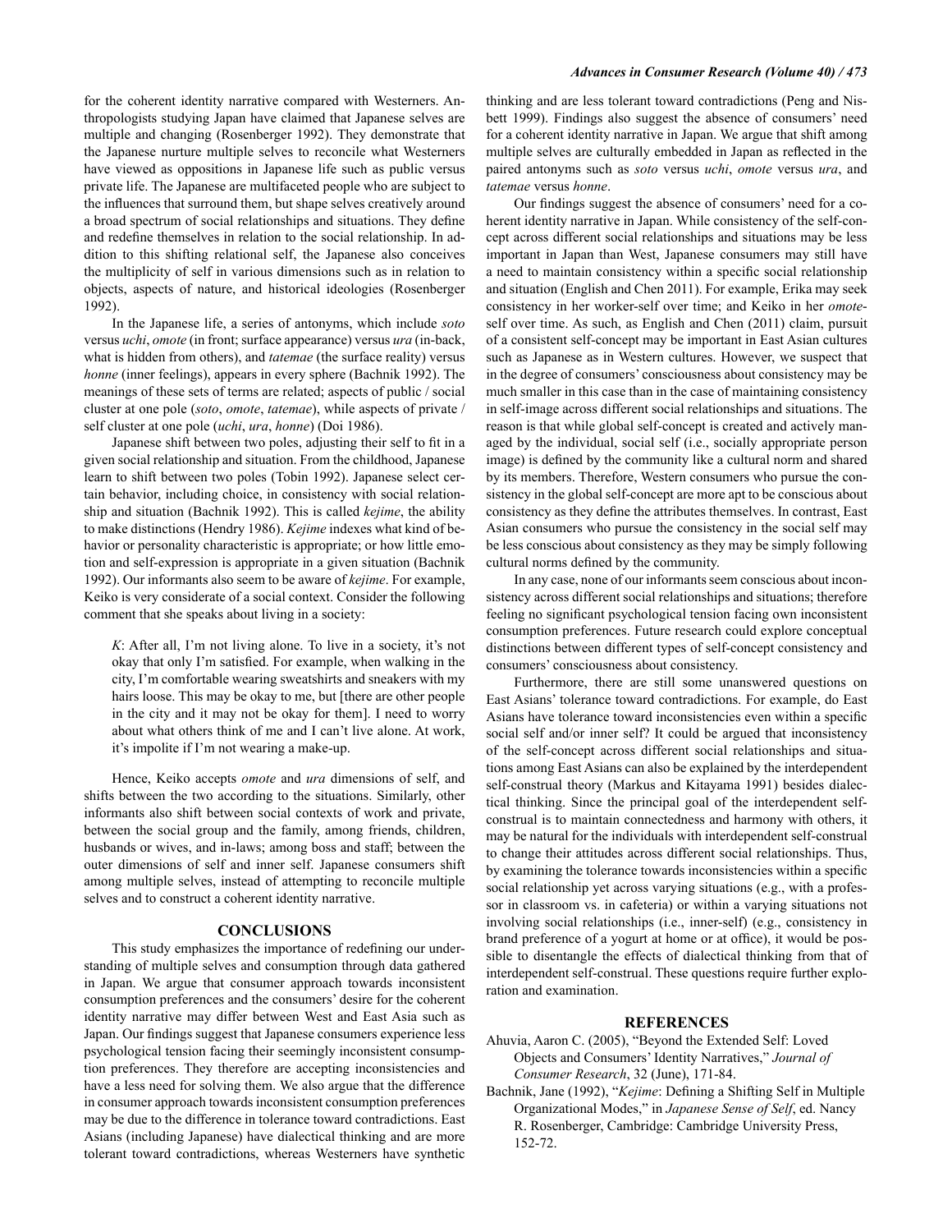for the coherent identity narrative compared with Westerners. Anthropologists studying Japan have claimed that Japanese selves are multiple and changing (Rosenberger 1992). They demonstrate that the Japanese nurture multiple selves to reconcile what Westerners have viewed as oppositions in Japanese life such as public versus private life. The Japanese are multifaceted people who are subject to the influences that surround them, but shape selves creatively around a broad spectrum of social relationships and situations. They define and redefine themselves in relation to the social relationship. In addition to this shifting relational self, the Japanese also conceives the multiplicity of self in various dimensions such as in relation to objects, aspects of nature, and historical ideologies (Rosenberger 1992).

In the Japanese life, a series of antonyms, which include *soto* versus *uchi*, *omote* (in front; surface appearance) versus *ura* (in-back, what is hidden from others), and *tatemae* (the surface reality) versus *honne* (inner feelings), appears in every sphere (Bachnik 1992). The meanings of these sets of terms are related; aspects of public / social cluster at one pole (*soto*, *omote*, *tatemae*), while aspects of private / self cluster at one pole (*uchi*, *ura*, *honne*) (Doi 1986).

Japanese shift between two poles, adjusting their self to fit in a given social relationship and situation. From the childhood, Japanese learn to shift between two poles (Tobin 1992). Japanese select certain behavior, including choice, in consistency with social relationship and situation (Bachnik 1992). This is called *kejime*, the ability to make distinctions (Hendry 1986). *Kejime* indexes what kind of behavior or personality characteristic is appropriate; or how little emotion and self-expression is appropriate in a given situation (Bachnik 1992). Our informants also seem to be aware of *kejime*. For example, Keiko is very considerate of a social context. Consider the following comment that she speaks about living in a society:

> *K*: After all, I'm not living alone. To live in a society, it's not okay that only I'm satisfied. For example, when walking in the city, I'm comfortable wearing sweatshirts and sneakers with my hairs loose. This may be okay to me, but [there are other people in the city and it may not be okay for them]. I need to worry about what others think of me and I can't live alone. At work, it's impolite if I'm not wearing a make-up.

Hence, Keiko accepts *omote* and *ura* dimensions of self, and shifts between the two according to the situations. Similarly, other informants also shift between social contexts of work and private, between the social group and the family, among friends, children, husbands or wives, and in-laws; among boss and staff; between the outer dimensions of self and inner self. Japanese consumers shift among multiple selves, instead of attempting to reconcile multiple selves and to construct a coherent identity narrative.

## CONCLUSIONS

This study emphasizes the importance of redefining our understanding of multiple selves and consumption through data gathered in Japan. We argue that consumer approach towards inconsistent consumption preferences and the consumers' desire for the coherent identity narrative may differ between West and East Asia such as Japan. Our findings suggest that Japanese consumers experience less psychological tension facing their seemingly inconsistent consumption preferences. They therefore are accepting inconsistencies and have a less need for solving them. We also argue that the difference in consumer approach towards inconsistent consumption preferences may be due to the difference in tolerance toward contradictions. East Asians (including Japanese) have dialectical thinking and are more tolerant toward contradictions, whereas Westerners have synthetic thinking and are less tolerant toward contradictions (Peng and Nisbett 1999). Findings also suggest the absence of consumers' need for a coherent identity narrative in Japan. We argue that shift among multiple selves are culturally embedded in Japan as reflected in the paired antonyms such as *soto* versus *uchi*, *omote* versus *ura*, and *tatemae* versus *honne*.

Our findings suggest the absence of consumers' need for a coherent identity narrative in Japan. While consistency of the self-concept across different social relationships and situations may be less important in Japan than West, Japanese consumers may still have a need to maintain consistency within a specific social relationship and situation (English and Chen 2011). For example, Erika may seek consistency in her worker-self over time; and Keiko in her *omote*-self over time. As such, as English and Chen (2011) claim, pursuit of a consistent self-concept may be important in East Asian cultures such as Japanese as in Western cultures. However, we suspect that in the degree of consumers' consciousness about consistency may be much smaller in this case than in the case of maintaining consistency in self-image across different social relationships and situations. The reason is that while global self-concept is created and actively managed by the individual, social self (i.e., socially appropriate person image) is defined by the community like a cultural norm and shared by its members. Therefore, Western consumers who pursue the consistency in the global self-concept are more apt to be conscious about consistency as they define the attributes themselves. In contrast, East Asian consumers who pursue the consistency in the social self may be less conscious about consistency as they may be simply following cultural norms defined by the community.

In any case, none of our informants seem conscious about inconsistency across different social relationships and situations; therefore feeling no significant psychological tension facing own inconsistent consumption preferences. Future research could explore conceptual distinctions between different types of self-concept consistency and consumers' consciousness about consistency.

Furthermore, there are still some unanswered questions on East Asians' tolerance toward contradictions. For example, do East Asians have tolerance toward inconsistencies even within a specific social self and/or inner self? It could be argued that inconsistency of the self-concept across different social relationships and situations among East Asians can also be explained by the interdependent self-construal theory (Markus and Kitayama 1991) besides dialectical thinking. Since the principal goal of the interdependent self-construal is to maintain connectedness and harmony with others, it may be natural for the individuals with interdependent self-construal to change their attitudes across different social relationships. Thus, by examining the tolerance towards inconsistencies within a specific social relationship yet across varying situations (e.g., with a professor in classroom vs. in cafeteria) or within a varying situations not involving social relationships (i.e., inner-self) (e.g., consistency in brand preference of a yogurt at home or at office), it would be possible to disentangle the effects of dialectical thinking from that of interdependent self-construal. These questions require further exploration and examination.

## REFERENCES

Ahuvia, Aaron C. (2005), "Beyond the Extended Self: Loved Objects and Consumers' Identity Narratives," *Journal of Consumer Research*, 32 (June), 171-84.

Bachnik, Jane (1992), "*Kejime*: Defining a Shifting Self in Multiple Organizational Modes," in *Japanese Sense of Self*, ed. Nancy R. Rosenberger, Cambridge: Cambridge University Press, 152-72.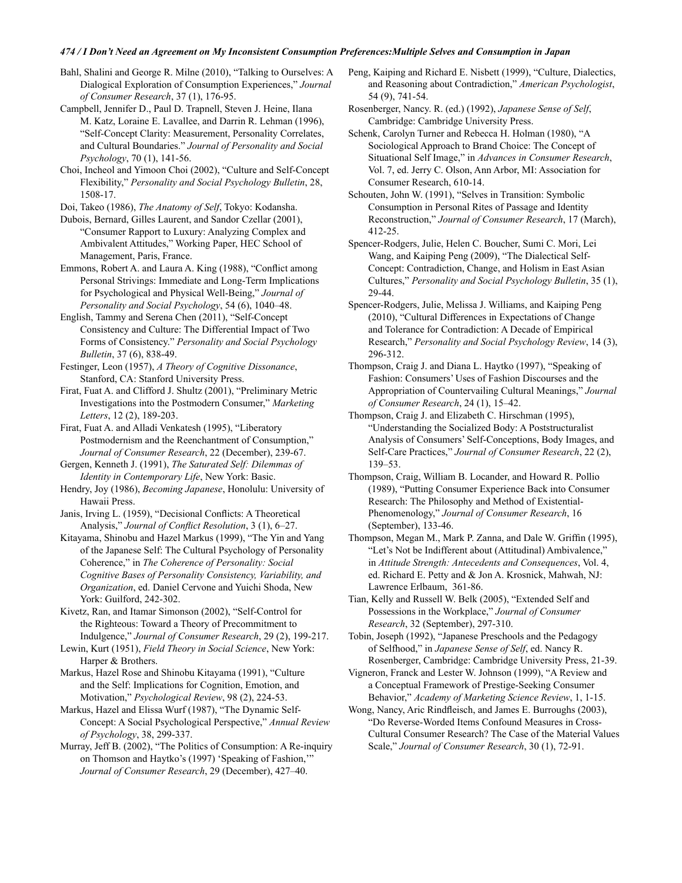Bahl, Shalini and George R. Milne (2010), "Talking to Ourselves: A Dialogical Exploration of Consumption Experiences," *Journal of Consumer Research*, 37 (1), 176-95.

Campbell, Jennifer D., Paul D. Trapnell, Steven J. Heine, Ilana M. Katz, Loraine E. Lavallee, and Darrin R. Lehman (1996), "Self-Concept Clarity: Measurement, Personality Correlates, and Cultural Boundaries." *Journal of Personality and Social Psychology*, 70 (1), 141-56.

Choi, Incheol and Yimoon Choi (2002), "Culture and Self-Concept Flexibility," *Personality and Social Psychology Bulletin*, 28, 1508-17.

Doi, Takeo (1986), *The Anatomy of Self*, Tokyo: Kodansha.

Dubois, Bernard, Gilles Laurent, and Sandor Czellar (2001), "Consumer Rapport to Luxury: Analyzing Complex and Ambivalent Attitudes," Working Paper, HEC School of Management, Paris, France.

Emmons, Robert A. and Laura A. King (1988), "Conflict among Personal Strivings: Immediate and Long-Term Implications for Psychological and Physical Well-Being," *Journal of Personality and Social Psychology*, 54 (6), 1040–48.

English, Tammy and Serena Chen (2011), "Self-Concept Consistency and Culture: The Differential Impact of Two Forms of Consistency." *Personality and Social Psychology Bulletin*, 37 (6), 838-49.

Festinger, Leon (1957), *A Theory of Cognitive Dissonance*, Stanford, CA: Stanford University Press.

Firat, Fuat A. and Clifford J. Shultz (2001), "Preliminary Metric Investigations into the Postmodern Consumer," *Marketing Letters*, 12 (2), 189-203.

Firat, Fuat A. and Alladi Venkatesh (1995), "Liberatory Postmodernism and the Reenchantment of Consumption," *Journal of Consumer Research*, 22 (December), 239-67.

Gergen, Kenneth J. (1991), *The Saturated Self: Dilemmas of Identity in Contemporary Life*, New York: Basic.

Hendry, Joy (1986), *Becoming Japanese*, Honolulu: University of Hawaii Press.

Janis, Irving L. (1959), "Decisional Conflicts: A Theoretical Analysis," *Journal of Conflict Resolution*, 3 (1), 6–27.

Kitayama, Shinobu and Hazel Markus (1999), "The Yin and Yang of the Japanese Self: The Cultural Psychology of Personality Coherence," in *The Coherence of Personality: Social Cognitive Bases of Personality Consistency, Variability, and Organization*, ed. Daniel Cervone and Yuichi Shoda, New York: Guilford, 242-302.

Kivetz, Ran, and Itamar Simonson (2002), "Self-Control for the Righteous: Toward a Theory of Precommitment to Indulgence," *Journal of Consumer Research*, 29 (2), 199-217.

Lewin, Kurt (1951), *Field Theory in Social Science*, New York: Harper & Brothers.

Markus, Hazel Rose and Shinobu Kitayama (1991), "Culture and the Self: Implications for Cognition, Emotion, and Motivation," *Psychological Review*, 98 (2), 224-53.

Markus, Hazel and Elissa Wurf (1987), "The Dynamic Self-Concept: A Social Psychological Perspective," *Annual Review of Psychology*, 38, 299-337.

Murray, Jeff B. (2002), "The Politics of Consumption: A Re-inquiry on Thomson and Haytko's (1997) 'Speaking of Fashion,'" *Journal of Consumer Research*, 29 (December), 427–40.

Peng, Kaiping and Richard E. Nisbett (1999), "Culture, Dialectics, and Reasoning about Contradiction," *American Psychologist*, 54 (9), 741-54.

Rosenberger, Nancy. R. (ed.) (1992), *Japanese Sense of Self*, Cambridge: Cambridge University Press.

Schenk, Carolyn Turner and Rebecca H. Holman (1980), "A Sociological Approach to Brand Choice: The Concept of Situational Self Image," in *Advances in Consumer Research*, Vol. 7, ed. Jerry C. Olson, Ann Arbor, MI: Association for Consumer Research, 610-14.

Schouten, John W. (1991), "Selves in Transition: Symbolic Consumption in Personal Rites of Passage and Identity Reconstruction," *Journal of Consumer Research*, 17 (March), 412-25.

Spencer-Rodgers, Julie, Helen C. Boucher, Sumi C. Mori, Lei Wang, and Kaiping Peng (2009), "The Dialectical Self-Concept: Contradiction, Change, and Holism in East Asian Cultures," *Personality and Social Psychology Bulletin*, 35 (1), 29-44.

Spencer-Rodgers, Julie, Melissa J. Williams, and Kaiping Peng (2010), "Cultural Differences in Expectations of Change and Tolerance for Contradiction: A Decade of Empirical Research," *Personality and Social Psychology Review*, 14 (3), 296-312.

Thompson, Craig J. and Diana L. Haytko (1997), "Speaking of Fashion: Consumers' Uses of Fashion Discourses and the Appropriation of Countervailing Cultural Meanings," *Journal of Consumer Research*, 24 (1), 15–42.

Thompson, Craig J. and Elizabeth C. Hirschman (1995), "Understanding the Socialized Body: A Poststructuralist Analysis of Consumers' Self-Conceptions, Body Images, and Self-Care Practices," *Journal of Consumer Research*, 22 (2), 139–53.

Thompson, Craig, William B. Locander, and Howard R. Pollio (1989), "Putting Consumer Experience Back into Consumer Research: The Philosophy and Method of Existential-Phenomenology," *Journal of Consumer Research*, 16 (September), 133-46.

Thompson, Megan M., Mark P. Zanna, and Dale W. Griffin (1995), "Let's Not be Indifferent about (Attitudinal) Ambivalence," in *Attitude Strength: Antecedents and Consequences*, Vol. 4, ed. Richard E. Petty and & Jon A. Krosnick, Mahwah, NJ: Lawrence Erlbaum, 361-86.

Tian, Kelly and Russell W. Belk (2005), "Extended Self and Possessions in the Workplace," *Journal of Consumer Research*, 32 (September), 297-310.

Tobin, Joseph (1992), "Japanese Preschools and the Pedagogy of Selfhood," in *Japanese Sense of Self*, ed. Nancy R. Rosenberger, Cambridge: Cambridge University Press, 21-39.

Vigneron, Franck and Lester W. Johnson (1999), "A Review and a Conceptual Framework of Prestige-Seeking Consumer Behavior," *Academy of Marketing Science Review*, 1, 1-15.

Wong, Nancy, Aric Rindfleisch, and James E. Burroughs (2003), "Do Reverse-Worded Items Confound Measures in Cross-Cultural Consumer Research? The Case of the Material Values Scale," *Journal of Consumer Research*, 30 (1), 72-91.